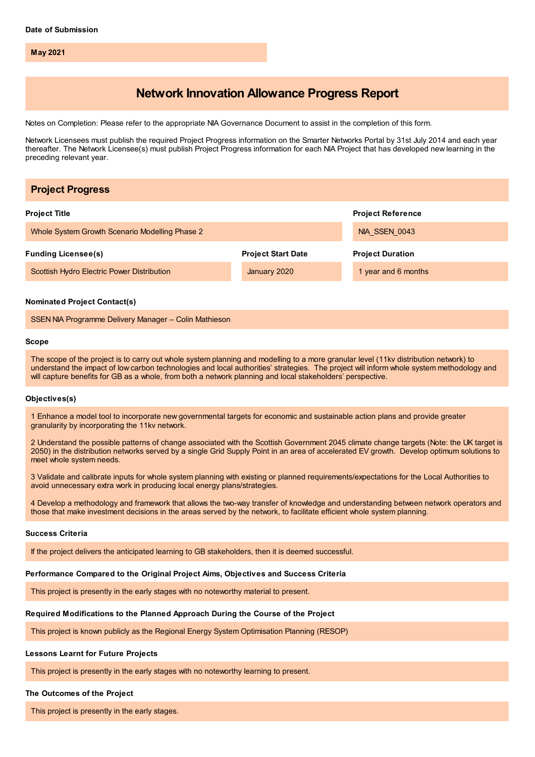**Date of Submission**

**May 2021**

# Network Innovation Allowance Progress Report

Notes on Completion: Please refer to the appropriate NIA Governance Document to assist in the completion of this form.

Network Licensees must publish the required Project Progress information on the Smarter Networks Portal by 31st July 2014 and each year thereafter. The Network Licensee(s) must publish Project Progress information for each NIA Project that has developed new learning in the preceding relevant year.

## Project Progress

**Project Title**

Whole System Growth Scenario Modelling Phase 2

**Project Reference**

NIA_SSEN_0043

**Funding Licensee(s)**

Scottish Hydro Electric Power Distribution

**Project Start Date**

January 2020

**Project Duration**

1 year and 6 months

**Nominated Project Contact(s)**

SSEN NIA Programme Delivery Manager – Colin Mathieson

**Scope**

The scope of the project is to carry out whole system planning and modelling to a more granular level (11kv distribution network) to understand the impact of low carbon technologies and local authorities' strategies. The project will inform whole system methodology and will capture benefits for GB as a whole, from both a network planning and local stakeholders' perspective.

**Objectives(s)**

1 Enhance a model tool to incorporate new governmental targets for economic and sustainable action plans and provide greater granularity by incorporating the 11kv network.

2 Understand the possible patterns of change associated with the Scottish Government 2045 climate change targets (Note: the UK target is 2050) in the distribution networks served by a single Grid Supply Point in an area of accelerated EV growth. Develop optimum solutions to meet whole system needs.

3 Validate and calibrate inputs for whole system planning with existing or planned requirements/expectations for the Local Authorities to avoid unnecessary extra work in producing local energy plans/strategies.

4 Develop a methodology and framework that allows the two-way transfer of knowledge and understanding between network operators and those that make investment decisions in the areas served by the network, to facilitate efficient whole system planning.

**Success Criteria**

If the project delivers the anticipated learning to GB stakeholders, then it is deemed successful.

**Performance Compared to the Original Project Aims, Objectives and Success Criteria**

This project is presently in the early stages with no noteworthy material to present.

**Required Modifications to the Planned Approach During the Course of the Project**

This project is known publicly as the Regional Energy System Optimisation Planning (RESOP)

**Lessons Learnt for Future Projects**

This project is presently in the early stages with no noteworthy learning to present.

**The Outcomes of the Project**

This project is presently in the early stages.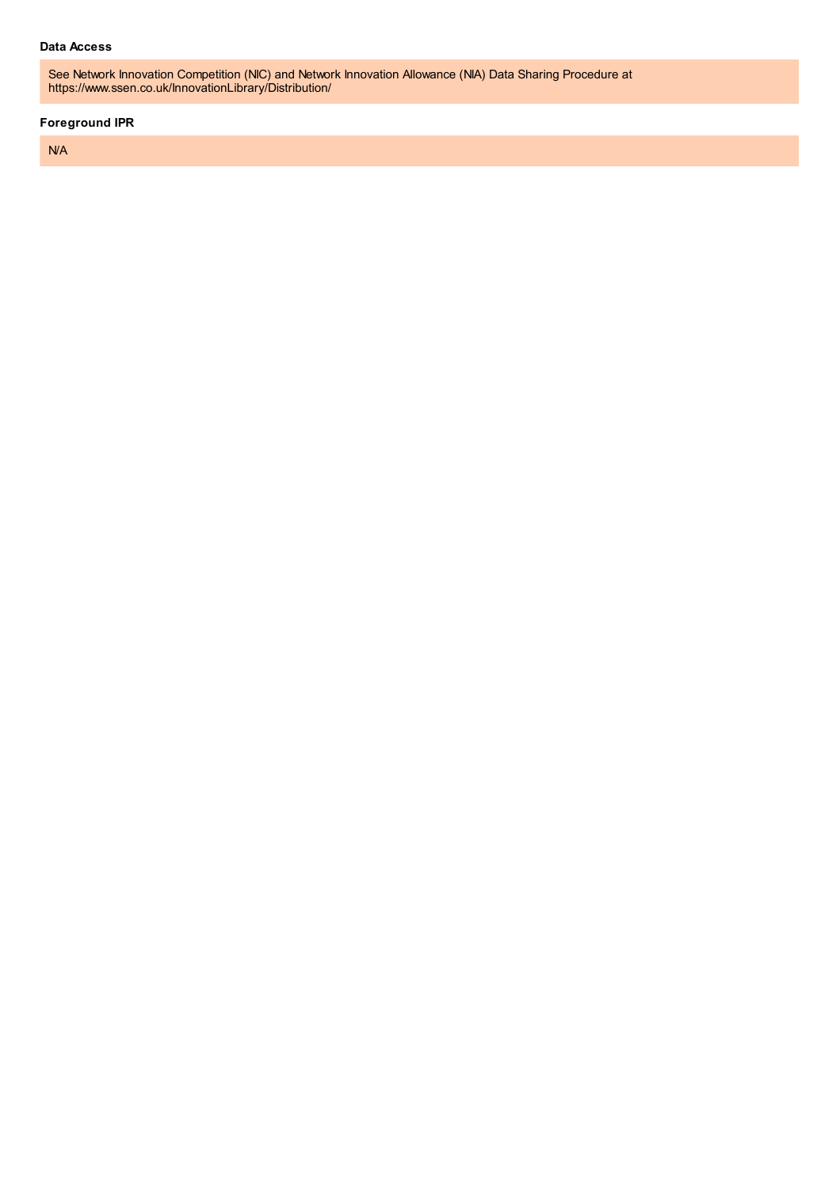**Data Access**

See Network Innovation Competition (NIC) and Network Innovation Allowance (NIA) Data Sharing Procedure at https://www.ssen.co.uk/InnovationLibrary/Distribution/

**Foreground IPR**

N/A